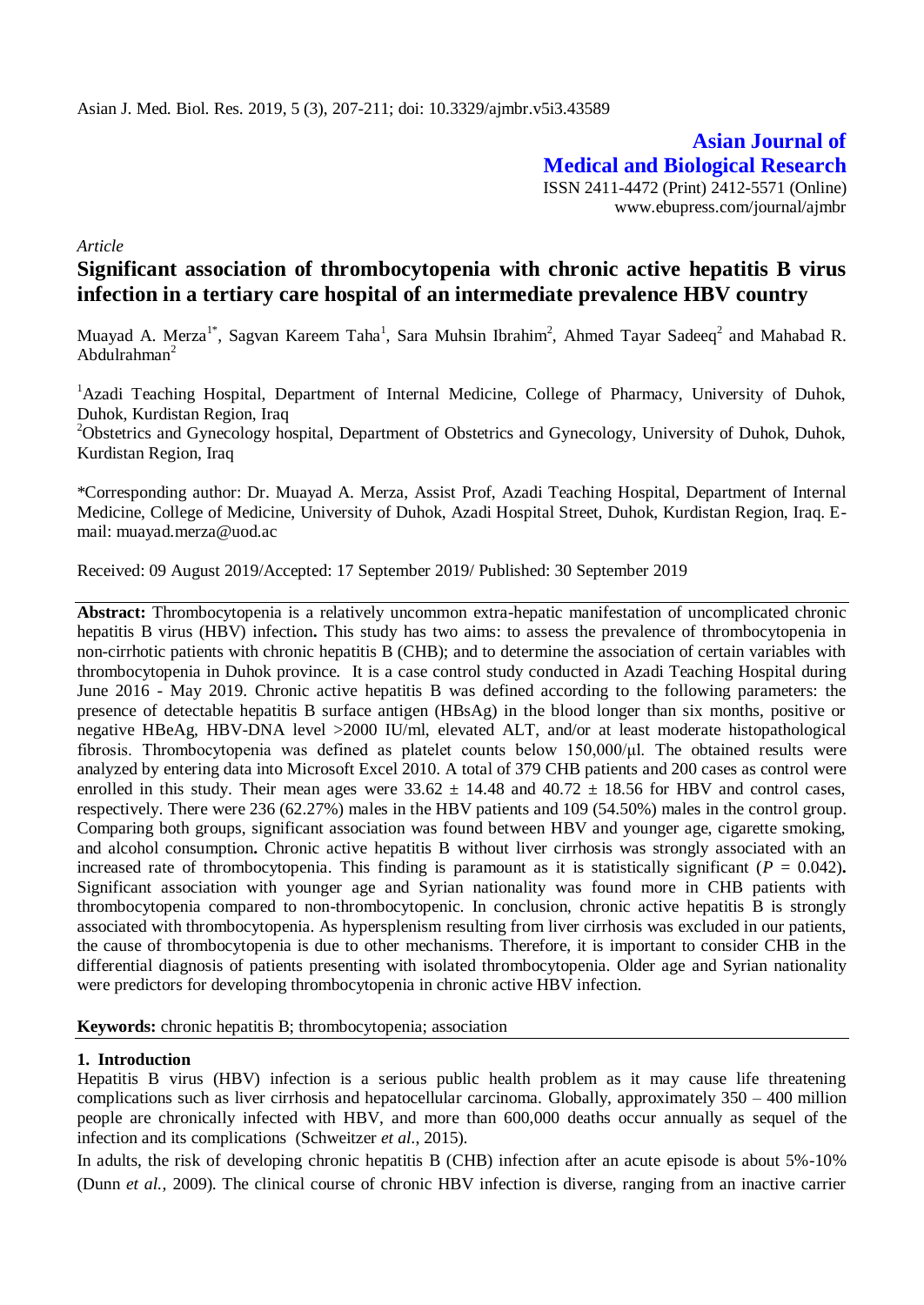Asian J. Med. Biol. Res. 2019, 5 (3), 207-211; doi: 10.3329/ajmbr.v5i3.43589

**Asian Journal of Medical and Biological Research**

ISSN 2411-4472 (Print) 2412-5571 (Online)
www.ebupress.com/journal/ajmbr

*Article*

# Significant association of thrombocytopenia with chronic active hepatitis B virus infection in a tertiary care hospital of an intermediate prevalence HBV country

Muayad A. Merza[1*], Sagvan Kareem Taha[1], Sara Muhsin Ibrahim[2], Ahmed Tayar Sadeeq[2] and Mahabad R. Abdulrahman[2]

[1]Azadi Teaching Hospital, Department of Internal Medicine, College of Pharmacy, University of Duhok, Duhok, Kurdistan Region, Iraq

[2]Obstetrics and Gynecology hospital, Department of Obstetrics and Gynecology, University of Duhok, Duhok, Kurdistan Region, Iraq

*Corresponding author: Dr. Muayad A. Merza, Assist Prof, Azadi Teaching Hospital, Department of Internal Medicine, College of Medicine, University of Duhok, Azadi Hospital Street, Duhok, Kurdistan Region, Iraq. E-mail: muayad.merza@uod.ac

Received: 09 August 2019/Accepted: 17 September 2019/ Published: 30 September 2019

**Abstract:** Thrombocytopenia is a relatively uncommon extra-hepatic manifestation of uncomplicated chronic hepatitis B virus (HBV) infection**.** This study has two aims: to assess the prevalence of thrombocytopenia in non-cirrhotic patients with chronic hepatitis B (CHB); and to determine the association of certain variables with thrombocytopenia in Duhok province. It is a case control study conducted in Azadi Teaching Hospital during June 2016 - May 2019. Chronic active hepatitis B was defined according to the following parameters: the presence of detectable hepatitis B surface antigen (HBsAg) in the blood longer than six months, positive or negative HBeAg, HBV-DNA level >2000 IU/ml, elevated ALT, and/or at least moderate histopathological fibrosis. Thrombocytopenia was defined as platelet counts below 150,000/μl. The obtained results were analyzed by entering data into Microsoft Excel 2010. A total of 379 CHB patients and 200 cases as control were enrolled in this study. Their mean ages were $33.62 \pm 14.48$ and $40.72 \pm 18.56$ for HBV and control cases, respectively. There were 236 (62.27%) males in the HBV patients and 109 (54.50%) males in the control group. Comparing both groups, significant association was found between HBV and younger age, cigarette smoking, and alcohol consumption**.** Chronic active hepatitis B without liver cirrhosis was strongly associated with an increased rate of thrombocytopenia. This finding is paramount as it is statistically significant ($P = 0.042$)**.** Significant association with younger age and Syrian nationality was found more in CHB patients with thrombocytopenia compared to non-thrombocytopenic. In conclusion, chronic active hepatitis B is strongly associated with thrombocytopenia. As hypersplenism resulting from liver cirrhosis was excluded in our patients, the cause of thrombocytopenia is due to other mechanisms. Therefore, it is important to consider CHB in the differential diagnosis of patients presenting with isolated thrombocytopenia. Older age and Syrian nationality were predictors for developing thrombocytopenia in chronic active HBV infection.

**Keywords:** chronic hepatitis B; thrombocytopenia; association

## 1. Introduction

Hepatitis B virus (HBV) infection is a serious public health problem as it may cause life threatening complications such as liver cirrhosis and hepatocellular carcinoma. Globally, approximately 350 – 400 million people are chronically infected with HBV, and more than 600,000 deaths occur annually as sequel of the infection and its complications (Schweitzer *et al*., 2015).

In adults, the risk of developing chronic hepatitis B (CHB) infection after an acute episode is about 5%-10% (Dunn *et al.*, 2009). The clinical course of chronic HBV infection is diverse, ranging from an inactive carrier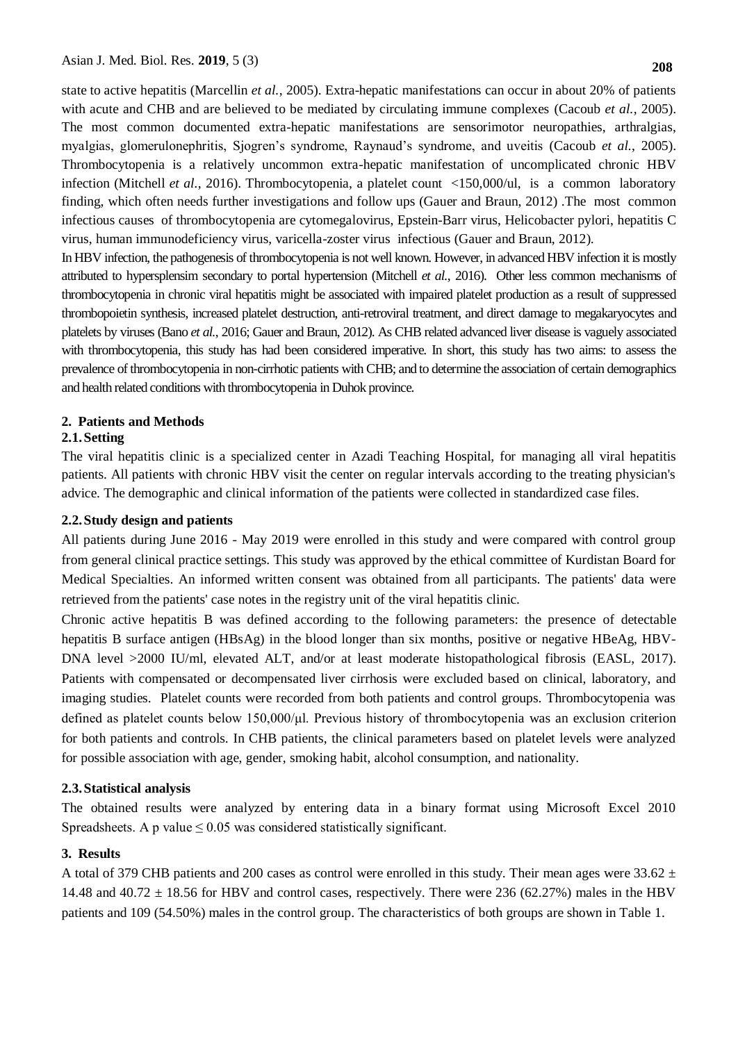state to active hepatitis (Marcellin *et al.*, 2005). Extra-hepatic manifestations can occur in about 20% of patients with acute and CHB and are believed to be mediated by circulating immune complexes (Cacoub *et al.*, 2005). The most common documented extra-hepatic manifestations are sensorimotor neuropathies, arthralgias, myalgias, glomerulonephritis, Sjogren's syndrome, Raynaud's syndrome, and uveitis (Cacoub *et al.*, 2005). Thrombocytopenia is a relatively uncommon extra-hepatic manifestation of uncomplicated chronic HBV infection (Mitchell *et al.*, 2016). Thrombocytopenia, a platelet count <150,000/ul, is a common laboratory finding, which often needs further investigations and follow ups (Gauer and Braun, 2012) .The most common infectious causes of thrombocytopenia are cytomegalovirus, Epstein-Barr virus, Helicobacter pylori, hepatitis C virus, human immunodeficiency virus, varicella-zoster virus infectious (Gauer and Braun, 2012).

In HBV infection, the pathogenesis of thrombocytopenia is not well known. However, in advanced HBV infection it is mostly attributed to hypersplensim secondary to portal hypertension (Mitchell *et al.*, 2016). Other less common mechanisms of thrombocytopenia in chronic viral hepatitis might be associated with impaired platelet production as a result of suppressed thrombopoietin synthesis, increased platelet destruction, anti-retroviral treatment, and direct damage to megakaryocytes and platelets by viruses (Bano *et al.*, 2016; Gauer and Braun, 2012). As CHB related advanced liver disease is vaguely associated with thrombocytopenia, this study has had been considered imperative. However, in short, this study has two aims: to assess the prevalence of thrombocytopenia in non-cirrhotic patients with CHB; and to determine the association of certain demographics and health related conditions with thrombocytopenia in Duhok province.

## 2. Patients and Methods

### 2.1. Setting

The viral hepatitis clinic is a specialized center in Azadi Teaching Hospital, for managing all viral hepatitis patients. All patients with chronic HBV visit the center on regular intervals according to the treating physician's advice. The demographic and clinical information of the patients were collected in standardized case files.

### 2.2. Study design and patients

All patients during June 2016 - May 2019 were enrolled in this study and were compared with control group from general clinical practice settings. This study was approved by the ethical committee of Kurdistan Board for Medical Specialties. An informed written consent was obtained from all participants. The patients' data were retrieved from the patients' case notes in the registry unit of the viral hepatitis clinic.

Chronic active hepatitis B was defined according to the following parameters: the presence of detectable hepatitis B surface antigen (HBsAg) in the blood longer than six months, positive or negative HBeAg, HBV-DNA level >2000 IU/ml, elevated ALT, and/or at least moderate histopathological fibrosis (EASL, 2017). Patients with compensated or decompensated liver cirrhosis were excluded based on clinical, laboratory, and imaging studies. Platelet counts were recorded from both patients and control groups. Thrombocytopenia was defined as platelet counts below 150,000/μl. Previous history of thrombocytopenia was an exclusion criterion for both patients and controls. In CHB patients, the clinical parameters based on platelet levels were analyzed for possible association with age, gender, smoking habit, alcohol consumption, and nationality.

### 2.3. Statistical analysis

The obtained results were analyzed by entering data in a binary format using Microsoft Excel 2010 Spreadsheets. A p value $\leq 0.05$ was considered statistically significant.

## 3. Results

A total of 379 CHB patients and 200 cases as control were enrolled in this study. Their mean ages were $33.62 \pm 14.48$ and $40.72 \pm 18.56$ for HBV and control cases, respectively. There were 236 (62.27%) males in the HBV patients and 109 (54.50%) males in the control group. The characteristics of both groups are shown in Table 1.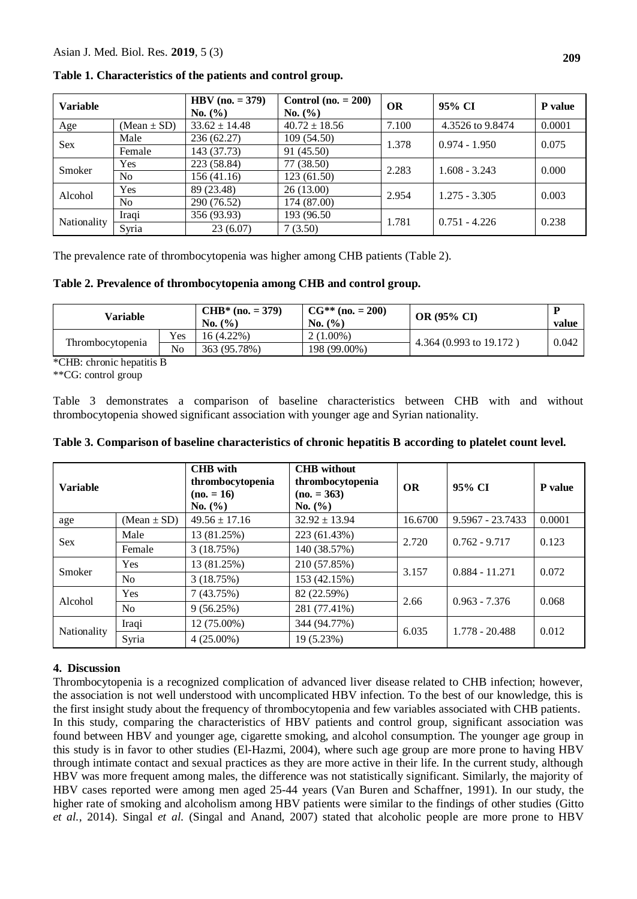**Table 1. Characteristics of the patients and control group.**

| Variable | | HBV (no. = 379) No. (%) | Control (no. = 200) No. (%) | OR | 95% CI | P value |
|---|---|---|---|---|---|---|
| Age | (Mean ± SD) | 33.62 ± 14.48 | 40.72 ± 18.56 | 7.100 | 4.3526 to 9.8474 | 0.0001 |
| Sex | Male | 236 (62.27) | 109 (54.50) | 1.378 | 0.974 - 1.950 | 0.075 |
| | Female | 143 (37.73) | 91 (45.50) | | | |
| Smoker | Yes | 223 (58.84) | 77 (38.50) | 2.283 | 1.608 - 3.243 | 0.000 |
| | No | 156 (41.16) | 123 (61.50) | | | |
| Alcohol | Yes | 89 (23.48) | 26 (13.00) | 2.954 | 1.275 - 3.305 | 0.003 |
| | No | 290 (76.52) | 174 (87.00) | | | |
| Nationality | Iraqi | 356 (93.93) | 193 (96.50 | 1.781 | 0.751 - 4.226 | 0.238 |
| | Syria | 23 (6.07) | 7 (3.50) | | | |

The prevalence rate of thrombocytopenia was higher among CHB patients (Table 2).

**Table 2. Prevalence of thrombocytopenia among CHB and control group.**

| Variable | | CHB* (no. = 379) No. (%) | CG** (no. = 200) No. (%) | OR (95% CI) | P value |
|---|---|---|---|---|---|
| Thrombocytopenia | Yes | 16 (4.22%) | 2 (1.00%) | 4.364 (0.993 to 19.172 ) | 0.042 |
| | No | 363 (95.78%) | 198 (99.00%) | | |

*CHB: chronic hepatitis B

**CG: control group

Table 3 demonstrates a comparison of baseline characteristics between CHB with and without thrombocytopenia showed significant association with younger age and Syrian nationality.

**Table 3. Comparison of baseline characteristics of chronic hepatitis B according to platelet count level.**

| Variable | | CHB with thrombocytopenia (no. = 16) No. (%) | CHB without thrombocytopenia (no. = 363) No. (%) | OR | 95% CI | P value |
|---|---|---|---|---|---|---|
| age | (Mean ± SD) | 49.56 ± 17.16 | 32.92 ± 13.94 | 16.6700 | 9.5967 - 23.7433 | 0.0001 |
| Sex | Male | 13 (81.25%) | 223 (61.43%) | 2.720 | 0.762 - 9.717 | 0.123 |
| | Female | 3 (18.75%) | 140 (38.57%) | | | |
| Smoker | Yes | 13 (81.25%) | 210 (57.85%) | 3.157 | 0.884 - 11.271 | 0.072 |
| | No | 3 (18.75%) | 153 (42.15%) | | | |
| Alcohol | Yes | 7 (43.75%) | 82 (22.59%) | 2.66 | 0.963 - 7.376 | 0.068 |
| | No | 9 (56.25%) | 281 (77.41%) | | | |
| Nationality | Iraqi | 12 (75.00%) | 344 (94.77%) | 6.035 | 1.778 - 20.488 | 0.012 |
| | Syria | 4 (25.00%) | 19 (5.23%) | | | |

## 4. Discussion

Thrombocytopenia is a recognized complication of advanced liver disease related to CHB infection; however, the association is not well understood with uncomplicated HBV infection. To the best of our knowledge, this is the first insight study about the frequency of thrombocytopenia and few variables associated with CHB patients. In this study, comparing the characteristics of HBV patients and control group, significant association was found between HBV and younger age, cigarette smoking, and alcohol consumption. The younger age group in this study is in favor to other studies (El-Hazmi, 2004), where such age group are more prone to having HBV through intimate contact and sexual practices as they are more active in their life. In the current study, although HBV was more frequent among males, the difference was not statistically significant. Similarly, the majority of HBV cases reported were among men aged 25-44 years (Van Buren and Schaffner, 1991). In our study, the higher rate of smoking and alcoholism among HBV patients were similar to the findings of other studies (Gitto *et al.*, 2014). Singal *et al.* (Singal and Anand, 2007) stated that alcoholic people are more prone to HBV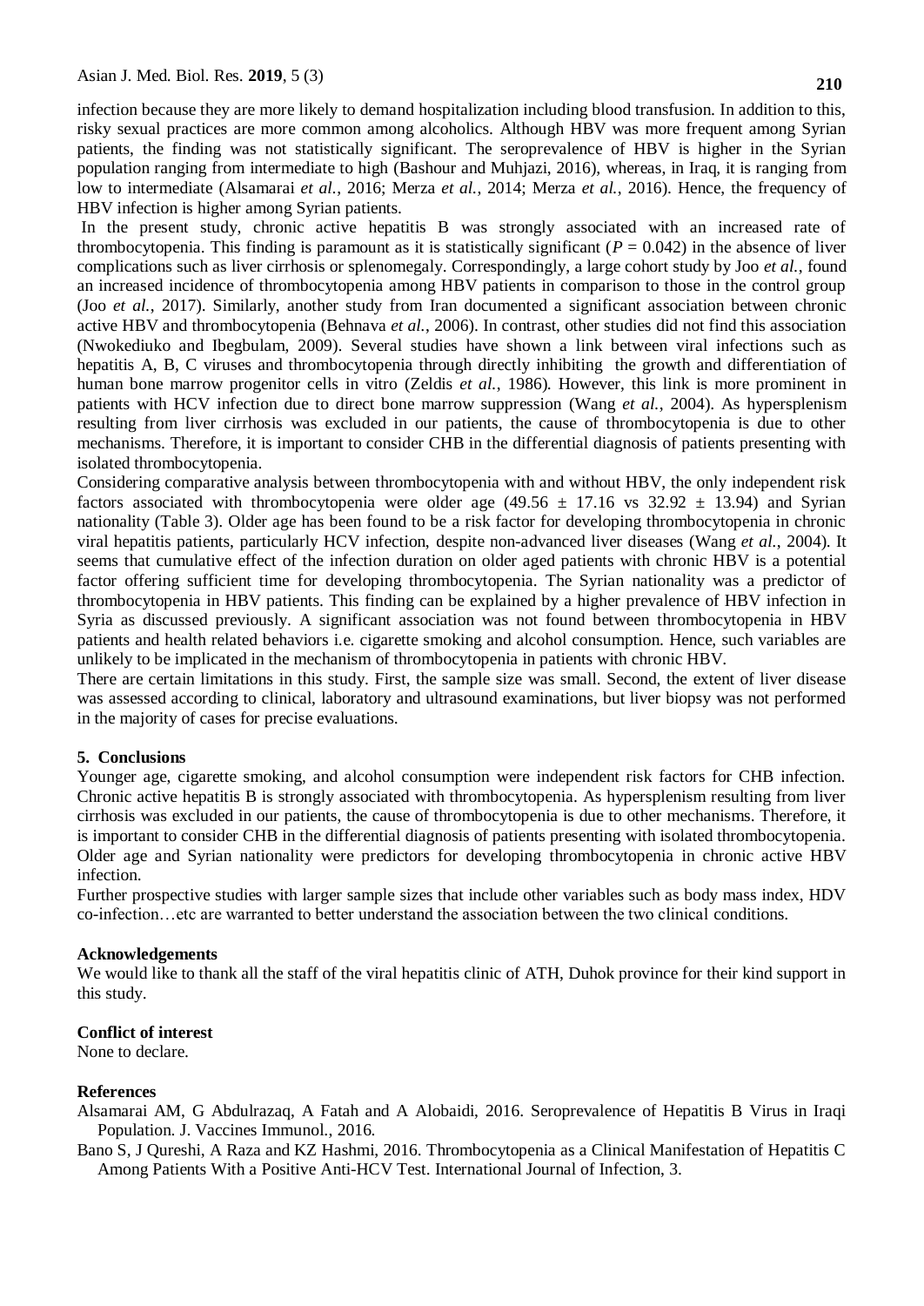infection because they are more likely to demand hospitalization including blood transfusion. In addition to this, risky sexual practices are more common among alcoholics. Although HBV was more frequent among Syrian patients, the finding was not statistically significant. The seroprevalence of HBV is higher in the Syrian population ranging from intermediate to high (Bashour and Muhjazi, 2016), whereas, in Iraq, it is ranging from low to intermediate (Alsamarai *et al.*, 2016; Merza *et al.*, 2014; Merza *et al.*, 2016). Hence, the frequency of HBV infection is higher among Syrian patients.

In the present study, chronic active hepatitis B was strongly associated with an increased rate of thrombocytopenia. This finding is paramount as it is statistically significant ($P = 0.042$) in the absence of liver complications such as liver cirrhosis or splenomegaly. Correspondingly, a large cohort study by Joo *et al.*, found an increased incidence of thrombocytopenia among HBV patients in comparison to those in the control group (Joo *et al.*, 2017). Similarly, another study from Iran documented a significant association between chronic active HBV and thrombocytopenia (Behnava *et al.*, 2006). In contrast, other studies did not find this association (Nwokediuko and Ibegbulam, 2009). Several studies have shown a link between viral infections such as hepatitis A, B, C viruses and thrombocytopenia through directly inhibiting the growth and differentiation of human bone marrow progenitor cells in vitro (Zeldis *et al.*, 1986). However, this link is more prominent in patients with HCV infection due to direct bone marrow suppression (Wang *et al.*, 2004). As hypersplenism resulting from liver cirrhosis was excluded in our patients, the cause of thrombocytopenia is due to other mechanisms. Therefore, it is important to consider CHB in the differential diagnosis of patients presenting with isolated thrombocytopenia.

Considering comparative analysis between thrombocytopenia with and without HBV, the only independent risk factors associated with thrombocytopenia were older age ($49.56 \pm 17.16$ vs $32.92 \pm 13.94$) and Syrian nationality (Table 3). Older age has been found to be a risk factor for developing thrombocytopenia in chronic viral hepatitis patients, particularly HCV infection, despite non-advanced liver diseases (Wang *et al.*, 2004). It seems that cumulative effect of the infection duration on older aged patients with chronic HBV is a potential factor offering sufficient time for developing thrombocytopenia. The Syrian nationality was a predictor of thrombocytopenia in HBV patients. This finding can be explained by a higher prevalence of HBV infection in Syria as discussed previously. A significant association was not found between thrombocytopenia in HBV patients and health related behaviors i.e. cigarette smoking and alcohol consumption. Hence, such variables are unlikely to be implicated in the mechanism of thrombocytopenia in patients with chronic HBV.

There are certain limitations in this study. First, the sample size was small. Second, the extent of liver disease was assessed according to clinical, laboratory and ultrasound examinations, but liver biopsy was not performed in the majority of cases for precise evaluations.

## 5. Conclusions

Younger age, cigarette smoking, and alcohol consumption were independent risk factors for CHB infection. Chronic active hepatitis B is strongly associated with thrombocytopenia. As hypersplenism resulting from liver cirrhosis was excluded in our patients, the cause of thrombocytopenia is due to other mechanisms. Therefore, it is important to consider CHB in the differential diagnosis of patients presenting with isolated thrombocytopenia. Older age and Syrian nationality were predictors for developing thrombocytopenia in chronic active HBV infection.

Further prospective studies with larger sample sizes that include other variables such as body mass index, HDV co-infection…etc are warranted to better understand the association between the two clinical conditions.

## Acknowledgements

We would like to thank all the staff of the viral hepatitis clinic of ATH, Duhok province for their kind support in this study.

## Conflict of interest

None to declare.

## References

Alsamarai AM, G Abdulrazaq, A Fatah and A Alobaidi, 2016. Seroprevalence of Hepatitis B Virus in Iraqi Population. J. Vaccines Immunol., 2016.

Bano S, J Qureshi, A Raza and KZ Hashmi, 2016. Thrombocytopenia as a Clinical Manifestation of Hepatitis C Among Patients With a Positive Anti-HCV Test. International Journal of Infection, 3.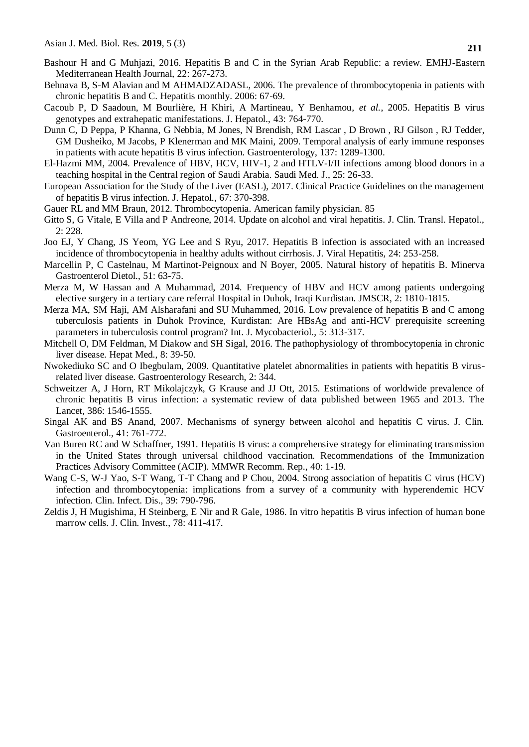Bashour H and G Muhjazi, 2016. Hepatitis B and C in the Syrian Arab Republic: a review. EMHJ-Eastern Mediterranean Health Journal, 22: 267-273.

Behnava B, S-M Alavian and M AHMADZADASL, 2006. The prevalence of thrombocytopenia in patients with chronic hepatitis B and C. Hepatitis monthly. 2006: 67-69.

Cacoub P, D Saadoun, M Bourlière, H Khiri, A Martineau, Y Benhamou, *et al.*, 2005. Hepatitis B virus genotypes and extrahepatic manifestations. J. Hepatol., 43: 764-770.

Dunn C, D Peppa, P Khanna, G Nebbia, M Jones, N Brendish, RM Lascar , D Brown , RJ Gilson , RJ Tedder, GM Dusheiko, M Jacobs, P Klenerman and MK Maini, 2009. Temporal analysis of early immune responses in patients with acute hepatitis B virus infection. Gastroenterology, 137: 1289-1300.

El-Hazmi MM, 2004. Prevalence of HBV, HCV, HIV-1, 2 and HTLV-I/II infections among blood donors in a teaching hospital in the Central region of Saudi Arabia. Saudi Med. J., 25: 26-33.

European Association for the Study of the Liver (EASL), 2017. Clinical Practice Guidelines on the management of hepatitis B virus infection. J. Hepatol., 67: 370-398.

Gauer RL and MM Braun, 2012. Thrombocytopenia. American family physician. 85

Gitto S, G Vitale, E Villa and P Andreone, 2014. Update on alcohol and viral hepatitis. J. Clin. Transl. Hepatol., 2: 228.

Joo EJ, Y Chang, JS Yeom, YG Lee and S Ryu, 2017. Hepatitis B infection is associated with an increased incidence of thrombocytopenia in healthy adults without cirrhosis. J. Viral Hepatitis, 24: 253-258.

Marcellin P, C Castelnau, M Martinot-Peignoux and N Boyer, 2005. Natural history of hepatitis B. Minerva Gastroenterol Dietol., 51: 63-75.

Merza M, W Hassan and A Muhammad, 2014. Frequency of HBV and HCV among patients undergoing elective surgery in a tertiary care referral Hospital in Duhok, Iraqi Kurdistan. JMSCR, 2: 1810-1815.

Merza MA, SM Haji, AM Alsharafani and SU Muhammed, 2016. Low prevalence of hepatitis B and C among tuberculosis patients in Duhok Province, Kurdistan: Are HBsAg and anti-HCV prerequisite screening parameters in tuberculosis control program? Int. J. Mycobacteriol., 5: 313-317.

Mitchell O, DM Feldman, M Diakow and SH Sigal, 2016. The pathophysiology of thrombocytopenia in chronic liver disease. Hepat Med., 8: 39-50.

Nwokediuko SC and O Ibegbulam, 2009. Quantitative platelet abnormalities in patients with hepatitis B virus-related liver disease. Gastroenterology Research, 2: 344.

Schweitzer A, J Horn, RT Mikolajczyk, G Krause and JJ Ott, 2015. Estimations of worldwide prevalence of chronic hepatitis B virus infection: a systematic review of data published between 1965 and 2013. The Lancet, 386: 1546-1555.

Singal AK and BS Anand, 2007. Mechanisms of synergy between alcohol and hepatitis C virus. J. Clin. Gastroenterol., 41: 761-772.

Van Buren RC and W Schaffner, 1991. Hepatitis B virus: a comprehensive strategy for eliminating transmission in the United States through universal childhood vaccination. Recommendations of the Immunization Practices Advisory Committee (ACIP). MMWR Recomm. Rep., 40: 1-19.

Wang C-S, W-J Yao, S-T Wang, T-T Chang and P Chou, 2004. Strong association of hepatitis C virus (HCV) infection and thrombocytopenia: implications from a survey of a community with hyperendemic HCV infection. Clin. Infect. Dis., 39: 790-796.

Zeldis J, H Mugishima, H Steinberg, E Nir and R Gale, 1986. In vitro hepatitis B virus infection of human bone marrow cells. J. Clin. Invest., 78: 411-417.